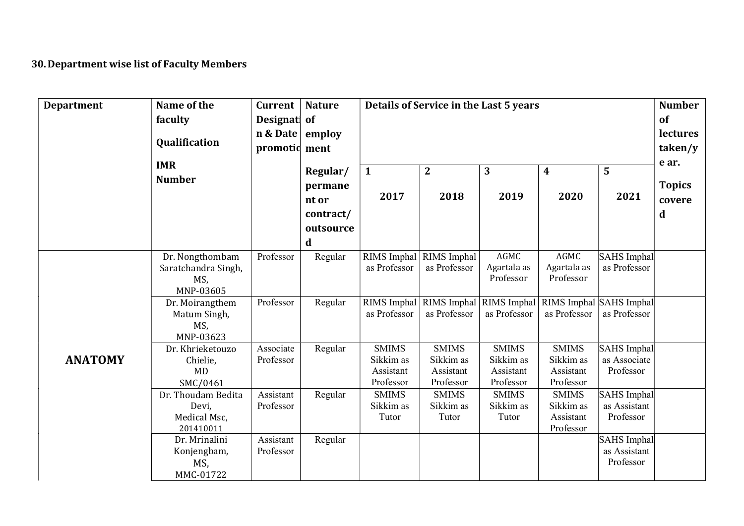### 30. Department wise list of Faculty Members

| Department | Name of the faculty Qualification IMR Number | Current Designation & Date promotion | Nature of employment Regular/ permanent or contract/ outsourced | Details of Service in the Last 5 years | | | | | Number of lectures taken/year. Topics covered |
|---|---|---|---|---|---|---|---|---|---|
| | | | | 1 2017 | 2 2018 | 3 2019 | 4 2020 | 5 2021 | |
| ANATOMY | Dr. Nongthombam Saratchandra Singh, MS, MNP-03605 | Professor | Regular | RIMS Imphal as Professor | RIMS Imphal as Professor | AGMC Agartala as Professor | AGMC Agartala as Professor | SAHS Imphal as Professor | |
| | Dr. Moirangthem Matum Singh, MS, MNP-03623 | Professor | Regular | RIMS Imphal as Professor | RIMS Imphal as Professor | RIMS Imphal as Professor | RIMS Imphal as Professor | SAHS Imphal as Professor | |
| | Dr. Khrieketouzo Chielie, MD SMC/0461 | Associate Professor | Regular | SMIMS Sikkim as Assistant Professor | SMIMS Sikkim as Assistant Professor | SMIMS Sikkim as Assistant Professor | SMIMS Sikkim as Assistant Professor | SAHS Imphal as Associate Professor | |
| | Dr. Thoudam Bedita Devi, Medical Msc, 201410011 | Assistant Professor | Regular | SMIMS Sikkim as Tutor | SMIMS Sikkim as Tutor | SMIMS Sikkim as Tutor | SMIMS Sikkim as Assistant Professor | SAHS Imphal as Assistant Professor | |
| | Dr. Mrinalini Konjengbam, MS, MMC-01722 | Assistant Professor | Regular | | | | | SAHS Imphal as Assistant Professor | |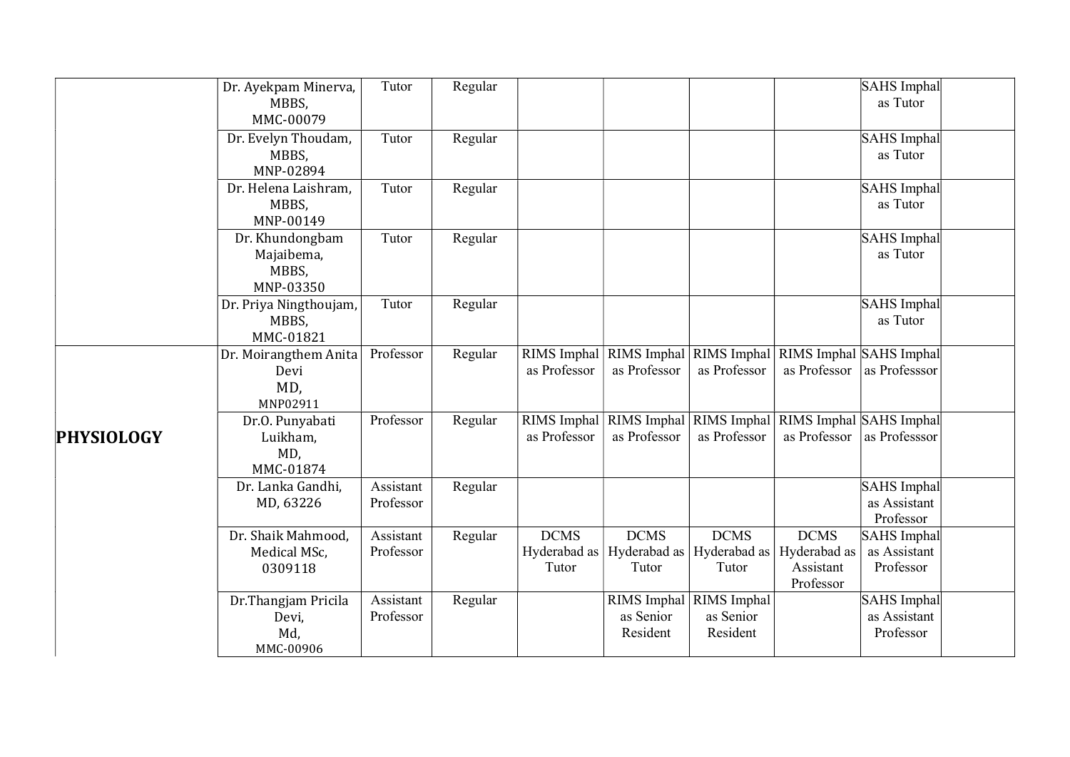| | | | | | | | | | |
|---|---|---|---|---|---|---|---|---|---|
| | Dr. Ayekpam Minerva, MBBS, MMC-00079 | Tutor | Regular | | | | | SAHS Imphal as Tutor | |
| | Dr. Evelyn Thoudam, MBBS, MNP-02894 | Tutor | Regular | | | | | SAHS Imphal as Tutor | |
| | Dr. Helena Laishram, MBBS, MNP-00149 | Tutor | Regular | | | | | SAHS Imphal as Tutor | |
| | Dr. Khundongbam Majaibema, MBBS, MNP-03350 | Tutor | Regular | | | | | SAHS Imphal as Tutor | |
| | Dr. Priya Ningthoujam, MBBS, MMC-01821 | Tutor | Regular | | | | | SAHS Imphal as Tutor | |
| **PHYSIOLOGY** | Dr. Moirangthem Anita Devi MD, MNP02911 | Professor | Regular | RIMS Imphal as Professor | RIMS Imphal as Professor | RIMS Imphal as Professor | RIMS Imphal as Professor | SAHS Imphal as Professsor | |
| | Dr.O. Punyabati Luikham, MD, MMC-01874 | Professor | Regular | RIMS Imphal as Professor | RIMS Imphal as Professor | RIMS Imphal as Professor | RIMS Imphal as Professor | SAHS Imphal as Professsor | |
| | Dr. Lanka Gandhi, MD, 63226 | Assistant Professor | Regular | | | | | SAHS Imphal as Assistant Professor | |
| | Dr. Shaik Mahmood, Medical MSc, 0309118 | Assistant Professor | Regular | DCMS Hyderabad as Tutor | DCMS Hyderabad as Tutor | DCMS Hyderabad as Tutor | DCMS Hyderabad as Assistant Professor | SAHS Imphal as Assistant Professor | |
| | Dr.Thangjam Pricila Devi, Md, MMC-00906 | Assistant Professor | Regular | | RIMS Imphal as Senior Resident | RIMS Imphal as Senior Resident | | SAHS Imphal as Assistant Professor | |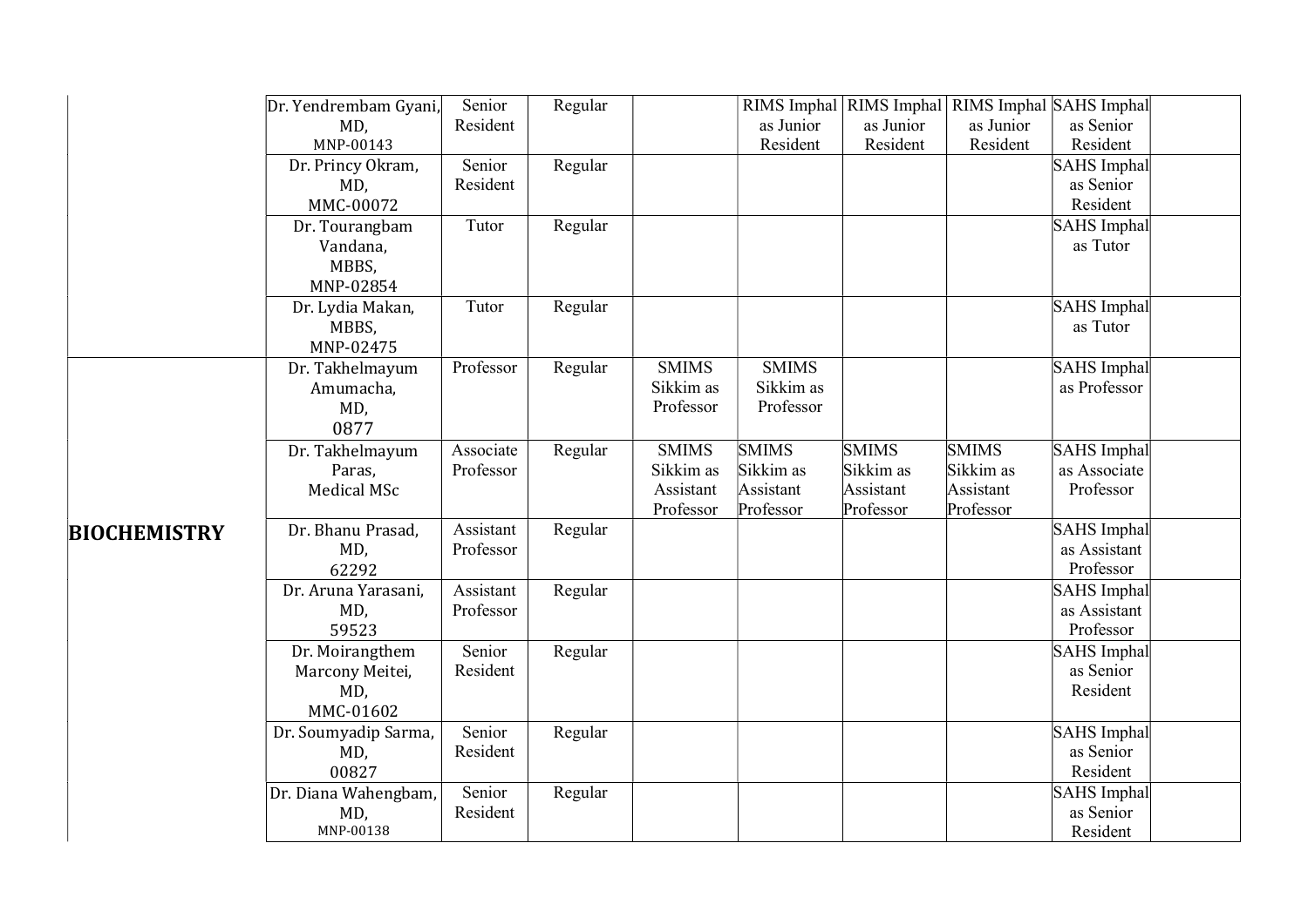| | | | | | | | | | |
|---|---|---|---|---|---|---|---|---|---|
| | Dr. Yendrembam Gyani, MD, MNP-00143 | Senior Resident | Regular | | RIMS Imphal as Junior Resident | RIMS Imphal as Junior Resident | RIMS Imphal as Junior Resident | SAHS Imphal as Senior Resident | |
| | Dr. Princy Okram, MD, MMC-00072 | Senior Resident | Regular | | | | | SAHS Imphal as Senior Resident | |
| | Dr. Tourangbam Vandana, MBBS, MNP-02854 | Tutor | Regular | | | | | SAHS Imphal as Tutor | |
| | Dr. Lydia Makan, MBBS, MNP-02475 | Tutor | Regular | | | | | SAHS Imphal as Tutor | |
| **BIOCHEMISTRY** | Dr. Takhelmayum Amumacha, MD, 0877 | Professor | Regular | SMIMS Sikkim as Professor | SMIMS Sikkim as Professor | | | SAHS Imphal as Professor | |
| | Dr. Takhelmayum Paras, Medical MSc | Associate Professor | Regular | SMIMS Sikkim as Assistant Professor | SMIMS Sikkim as Assistant Professor | SMIMS Sikkim as Assistant Professor | SMIMS Sikkim as Assistant Professor | SAHS Imphal as Associate Professor | |
| | Dr. Bhanu Prasad, MD, 62292 | Assistant Professor | Regular | | | | | SAHS Imphal as Assistant Professor | |
| | Dr. Aruna Yarasani, MD, 59523 | Assistant Professor | Regular | | | | | SAHS Imphal as Assistant Professor | |
| | Dr. Moirangthem Marcony Meitei, MD, MMC-01602 | Senior Resident | Regular | | | | | SAHS Imphal as Senior Resident | |
| | Dr. Soumyadip Sarma, MD, 00827 | Senior Resident | Regular | | | | | SAHS Imphal as Senior Resident | |
| | Dr. Diana Wahengbam, MD, MNP-00138 | Senior Resident | Regular | | | | | SAHS Imphal as Senior Resident | |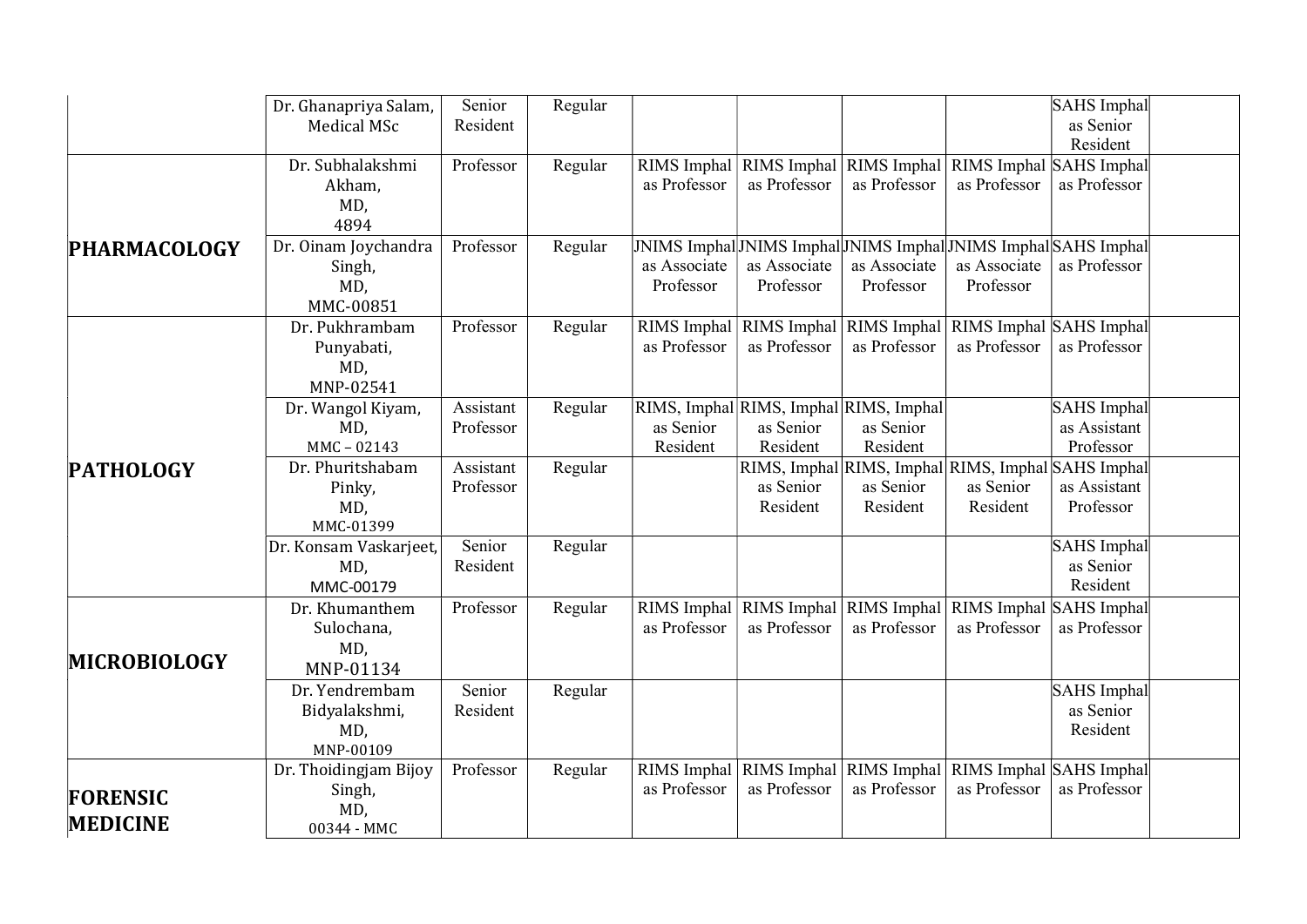| | | | | | | | | | |
|---|---|---|---|---|---|---|---|---|---|
| | Dr. Ghanapriya Salam, Medical MSc | Senior Resident | Regular | | | | | SAHS Imphal as Senior Resident | |
| **PHARMACOLOGY** | Dr. Subhalakshmi Akham, MD, 4894 | Professor | Regular | RIMS Imphal as Professor | RIMS Imphal as Professor | RIMS Imphal as Professor | RIMS Imphal as Professor | SAHS Imphal as Professor | |
| | Dr. Oinam Joychandra Singh, MD, MMC-00851 | Professor | Regular | JNIMS Imphal as Associate Professor | JNIMS Imphal as Associate Professor | JNIMS Imphal as Associate Professor | JNIMS Imphal as Associate Professor | SAHS Imphal as Professor | |
| **PATHOLOGY** | Dr. Pukhrambam Punyabati, MD, MNP-02541 | Professor | Regular | RIMS Imphal as Professor | RIMS Imphal as Professor | RIMS Imphal as Professor | RIMS Imphal as Professor | SAHS Imphal as Professor | |
| | Dr. Wangol Kiyam, MD, MMC – 02143 | Assistant Professor | Regular | RIMS, Imphal as Senior Resident | RIMS, Imphal as Senior Resident | RIMS, Imphal as Senior Resident | | SAHS Imphal as Assistant Professor | |
| | Dr. Phuritshabam Pinky, MD, MMC-01399 | Assistant Professor | Regular | | RIMS, Imphal as Senior Resident | RIMS, Imphal as Senior Resident | RIMS, Imphal as Senior Resident | SAHS Imphal as Assistant Professor | |
| | Dr. Konsam Vaskarjeet, MD, MMC-00179 | Senior Resident | Regular | | | | | SAHS Imphal as Senior Resident | |
| **MICROBIOLOGY** | Dr. Khumanthem Sulochana, MD, MNP-01134 | Professor | Regular | RIMS Imphal as Professor | RIMS Imphal as Professor | RIMS Imphal as Professor | RIMS Imphal as Professor | SAHS Imphal as Professor | |
| | Dr. Yendrembam Bidyalakshmi, MD, MNP-00109 | Senior Resident | Regular | | | | | SAHS Imphal as Senior Resident | |
| **FORENSIC MEDICINE** | Dr. Thoidingjam Bijoy Singh, MD, 00344 - MMC | Professor | Regular | RIMS Imphal as Professor | RIMS Imphal as Professor | RIMS Imphal as Professor | RIMS Imphal as Professor | SAHS Imphal as Professor | |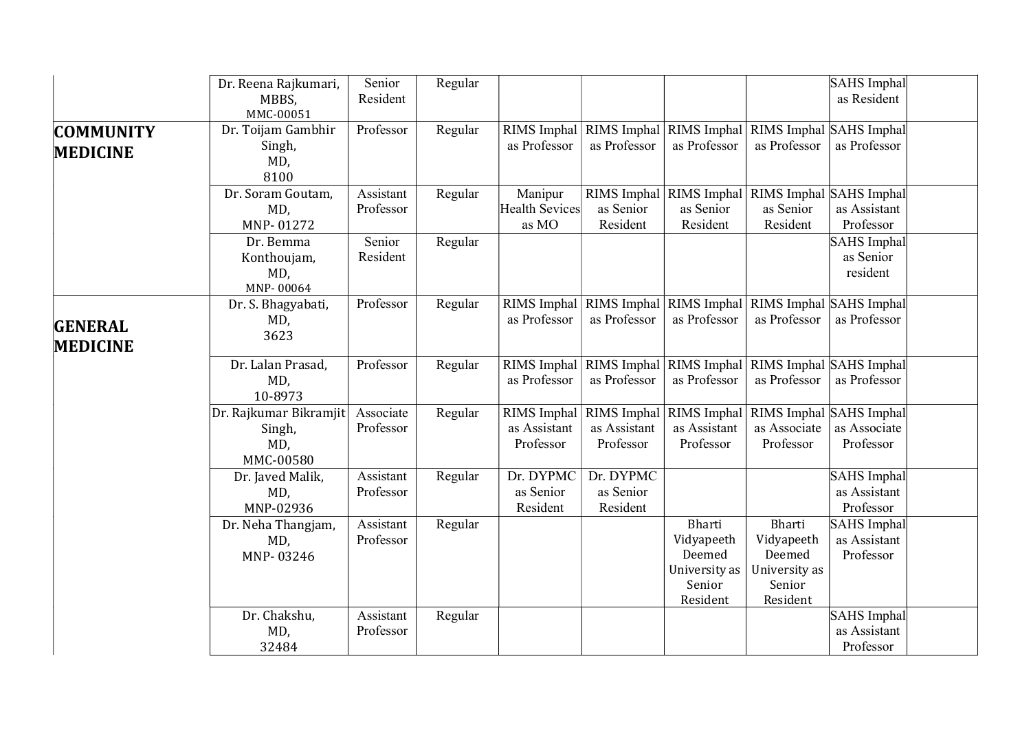| | | | | | | | | | |
|---|---|---|---|---|---|---|---|---|---|
| | Dr. Reena Rajkumari, MBBS, MMC-00051 | Senior Resident | Regular | | | | | SAHS Imphal as Resident | |
| **COMMUNITY MEDICINE** | Dr. Toijam Gambhir Singh, MD, 8100 | Professor | Regular | RIMS Imphal as Professor | RIMS Imphal as Professor | RIMS Imphal as Professor | RIMS Imphal as Professor | SAHS Imphal as Professor | |
| | Dr. Soram Goutam, MD, MNP- 01272 | Assistant Professor | Regular | Manipur Health Sevices as MO | RIMS Imphal as Senior Resident | RIMS Imphal as Senior Resident | RIMS Imphal as Senior Resident | SAHS Imphal as Assistant Professor | |
| | Dr. Bemma Konthoujam, MD, MNP- 00064 | Senior Resident | Regular | | | | | SAHS Imphal as Senior resident | |
| **GENERAL MEDICINE** | Dr. S. Bhagyabati, MD, 3623 | Professor | Regular | RIMS Imphal as Professor | RIMS Imphal as Professor | RIMS Imphal as Professor | RIMS Imphal as Professor | SAHS Imphal as Professor | |
| | Dr. Lalan Prasad, MD, 10-8973 | Professor | Regular | RIMS Imphal as Professor | RIMS Imphal as Professor | RIMS Imphal as Professor | RIMS Imphal as Professor | SAHS Imphal as Professor | |
| | Dr. Rajkumar Bikramjit Singh, MD, MMC-00580 | Associate Professor | Regular | RIMS Imphal as Assistant Professor | RIMS Imphal as Assistant Professor | RIMS Imphal as Assistant Professor | RIMS Imphal as Associate Professor | SAHS Imphal as Associate Professor | |
| | Dr. Javed Malik, MD, MNP-02936 | Assistant Professor | Regular | Dr. DYPMC as Senior Resident | Dr. DYPMC as Senior Resident | | | SAHS Imphal as Assistant Professor | |
| | Dr. Neha Thangjam, MD, MNP- 03246 | Assistant Professor | Regular | | | Bharti Vidyapeeth Deemed University as Senior Resident | Bharti Vidyapeeth Deemed University as Senior Resident | SAHS Imphal as Assistant Professor | |
| | Dr. Chakshu, MD, 32484 | Assistant Professor | Regular | | | | | SAHS Imphal as Assistant Professor | |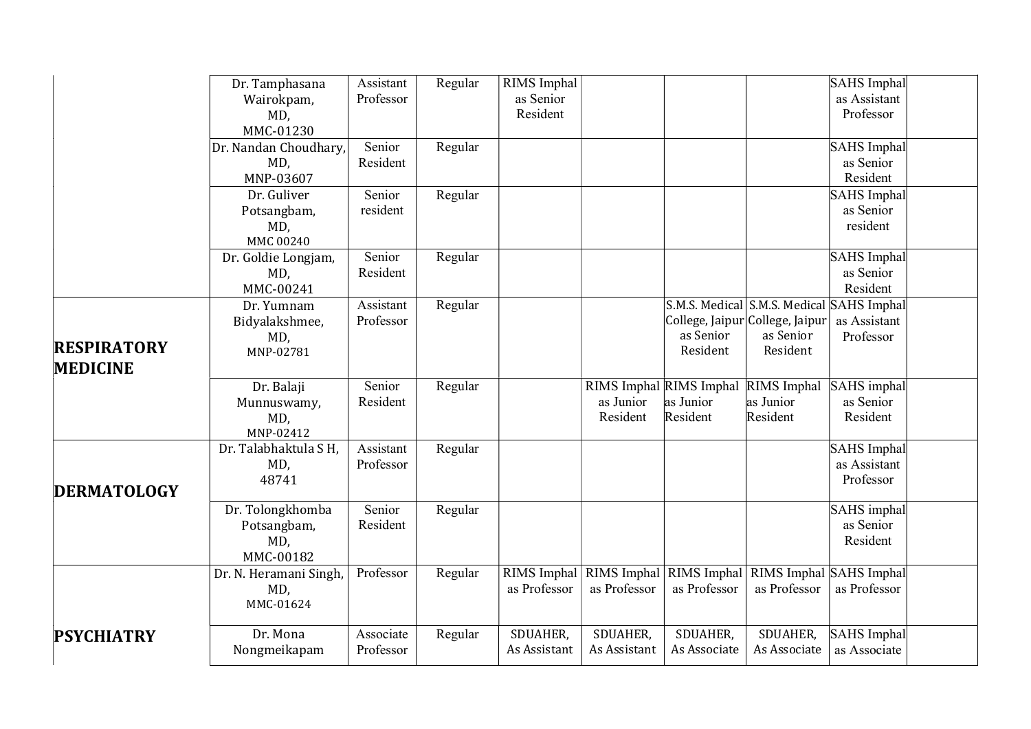| | | | | | | | | | |
|---|---|---|---|---|---|---|---|---|---|
| | Dr. Tamphasana Wairokpam, MD, MMC-01230 | Assistant Professor | Regular | RIMS Imphal as Senior Resident | | | | SAHS Imphal as Assistant Professor | |
| | Dr. Nandan Choudhary, MD, MNP-03607 | Senior Resident | Regular | | | | | SAHS Imphal as Senior Resident | |
| | Dr. Guliver Potsangbam, MD, MMC 00240 | Senior resident | Regular | | | | | SAHS Imphal as Senior resident | |
| | Dr. Goldie Longjam, MD, MMC-00241 | Senior Resident | Regular | | | | | SAHS Imphal as Senior Resident | |
| **RESPIRATORY MEDICINE** | Dr. Yumnam Bidyalakshmee, MD, MNP-02781 | Assistant Professor | Regular | | | S.M.S. Medical College, Jaipur as Senior Resident | S.M.S. Medical College, Jaipur as Senior Resident | SAHS Imphal as Assistant Professor | |
| | Dr. Balaji Munnuswamy, MD, MNP-02412 | Senior Resident | Regular | | RIMS Imphal as Junior Resident | RIMS Imphal as Junior Resident | RIMS Imphal as Junior Resident | SAHS imphal as Senior Resident | |
| **DERMATOLOGY** | Dr. Talabhaktula S H, MD, 48741 | Assistant Professor | Regular | | | | | SAHS Imphal as Assistant Professor | |
| | Dr. Tolongkhomba Potsangbam, MD, MMC-00182 | Senior Resident | Regular | | | | | SAHS imphal as Senior Resident | |
| **PSYCHIATRY** | Dr. N. Heramani Singh, MD, MMC-01624 | Professor | Regular | RIMS Imphal as Professor | RIMS Imphal as Professor | RIMS Imphal as Professor | RIMS Imphal as Professor | SAHS Imphal as Professor | |
| | Dr. Mona Nongmeikapam | Associate Professor | Regular | SDUAHER, As Assistant | SDUAHER, As Assistant | SDUAHER, As Associate | SDUAHER, As Associate | SAHS Imphal as Associate | |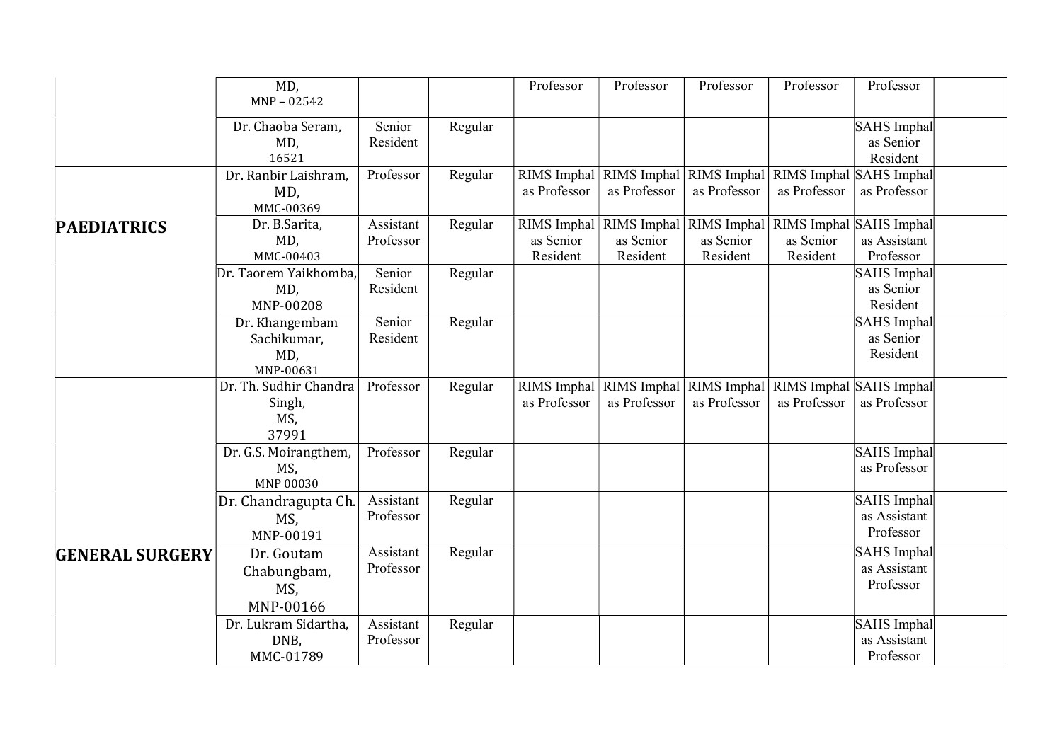| | | | | | | | | | |
|---|---|---|---|---|---|---|---|---|---|
| | MD, MNP – 02542 | | | Professor | Professor | Professor | Professor | Professor | |
| | Dr. Chaoba Seram, MD, 16521 | Senior Resident | Regular | | | | | SAHS Imphal as Senior Resident | |
| **PAEDIATRICS** | Dr. Ranbir Laishram, MD, MMC-00369 | Professor | Regular | RIMS Imphal as Professor | RIMS Imphal as Professor | RIMS Imphal as Professor | RIMS Imphal as Professor | SAHS Imphal as Professor | |
| | Dr. B.Sarita, MD, MMC-00403 | Assistant Professor | Regular | RIMS Imphal as Senior Resident | RIMS Imphal as Senior Resident | RIMS Imphal as Senior Resident | RIMS Imphal as Senior Resident | SAHS Imphal as Assistant Professor | |
| | Dr. Taorem Yaikhomba, MD, MNP-00208 | Senior Resident | Regular | | | | | SAHS Imphal as Senior Resident | |
| | Dr. Khangembam Sachikumar, MD, MNP-00631 | Senior Resident | Regular | | | | | SAHS Imphal as Senior Resident | |
| **GENERAL SURGERY** | Dr. Th. Sudhir Chandra Singh, MS, 37991 | Professor | Regular | RIMS Imphal as Professor | RIMS Imphal as Professor | RIMS Imphal as Professor | RIMS Imphal as Professor | SAHS Imphal as Professor | |
| | Dr. G.S. Moirangthem, MS, MNP 00030 | Professor | Regular | | | | | SAHS Imphal as Professor | |
| | Dr. Chandragupta Ch. MS, MNP-00191 | Assistant Professor | Regular | | | | | SAHS Imphal as Assistant Professor | |
| | Dr. Goutam Chabungbam, MS, MNP-00166 | Assistant Professor | Regular | | | | | SAHS Imphal as Assistant Professor | |
| | Dr. Lukram Sidartha, DNB, MMC-01789 | Assistant Professor | Regular | | | | | SAHS Imphal as Assistant Professor | |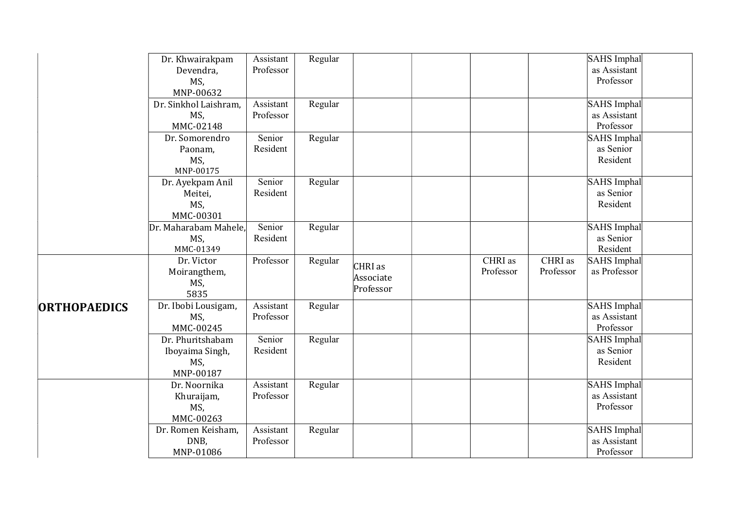| | | | | | | | | | |
|---|---|---|---|---|---|---|---|---|---|
| | Dr. Khwairakpam Devendra, MS, MNP-00632 | Assistant Professor | Regular | | | | | SAHS Imphal as Assistant Professor | |
| | Dr. Sinkhol Laishram, MS, MMC-02148 | Assistant Professor | Regular | | | | | SAHS Imphal as Assistant Professor | |
| | Dr. Somorendro Paonam, MS, MNP-00175 | Senior Resident | Regular | | | | | SAHS Imphal as Senior Resident | |
| | Dr. Ayekpam Anil Meitei, MS, MMC-00301 | Senior Resident | Regular | | | | | SAHS Imphal as Senior Resident | |
| | Dr. Maharabam Mahele, MS, MMC-01349 | Senior Resident | Regular | | | | | SAHS Imphal as Senior Resident | |
| **ORTHOPAEDICS** | Dr. Victor Moirangthem, MS, 5835 | Professor | Regular | CHRI as Associate Professor | | CHRI as Professor | CHRI as Professor | SAHS Imphal as Professor | |
| | Dr. Ibobi Lousigam, MS, MMC-00245 | Assistant Professor | Regular | | | | | SAHS Imphal as Assistant Professor | |
| | Dr. Phuritshabam Iboyaima Singh, MS, MNP-00187 | Senior Resident | Regular | | | | | SAHS Imphal as Senior Resident | |
| | Dr. Noornika Khuraijam, MS, MMC-00263 | Assistant Professor | Regular | | | | | SAHS Imphal as Assistant Professor | |
| | Dr. Romen Keisham, DNB, MNP-01086 | Assistant Professor | Regular | | | | | SAHS Imphal as Assistant Professor | |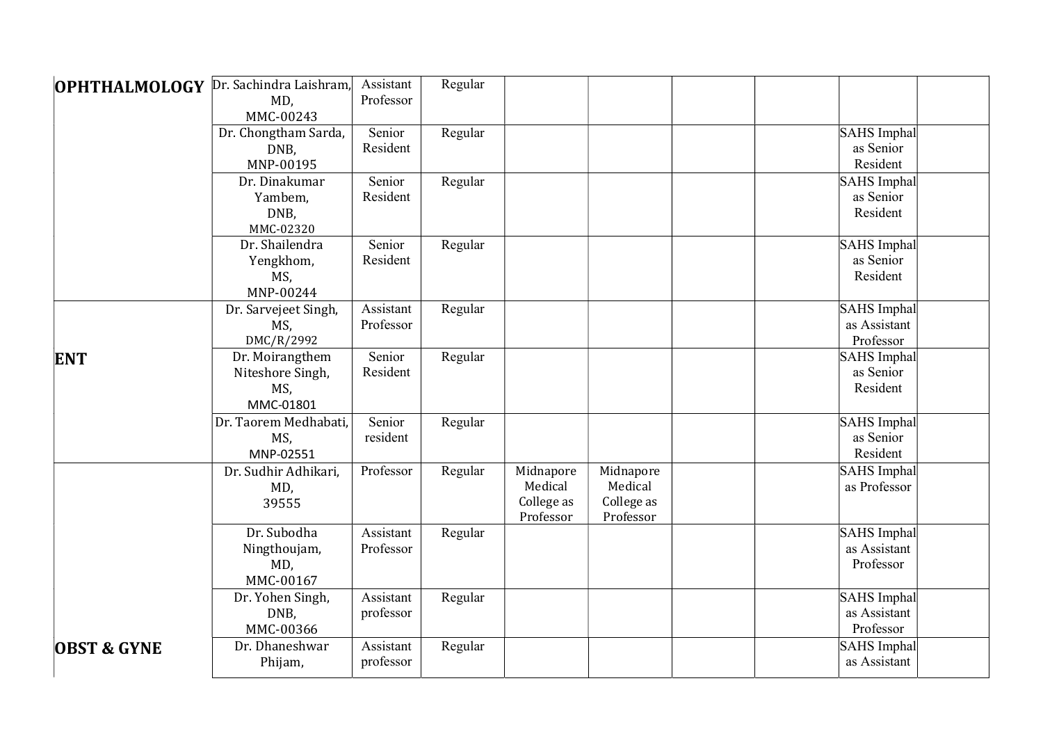| | | | | | | | | | |
|---|---|---|---|---|---|---|---|---|---|
| **OPHTHALMOLOGY** | Dr. Sachindra Laishram, MD, MMC-00243 | Assistant Professor | Regular | | | | | | |
| | Dr. Chongtham Sarda, DNB, MNP-00195 | Senior Resident | Regular | | | | | SAHS Imphal as Senior Resident | |
| | Dr. Dinakumar Yambem, DNB, MMC-02320 | Senior Resident | Regular | | | | | SAHS Imphal as Senior Resident | |
| | Dr. Shailendra Yengkhom, MS, MNP-00244 | Senior Resident | Regular | | | | | SAHS Imphal as Senior Resident | |
| **ENT** | Dr. Sarvejeet Singh, MS, DMC/R/2992 | Assistant Professor | Regular | | | | | SAHS Imphal as Assistant Professor | |
| | Dr. Moirangthem Niteshore Singh, MS, MMC-01801 | Senior Resident | Regular | | | | | SAHS Imphal as Senior Resident | |
| | Dr. Taorem Medhabati, MS, MNP-02551 | Senior resident | Regular | | | | | SAHS Imphal as Senior Resident | |
| **OBST & GYNE** | Dr. Sudhir Adhikari, MD, 39555 | Professor | Regular | Midnapore Medical College as Professor | Midnapore Medical College as Professor | | | SAHS Imphal as Professor | |
| | Dr. Subodha Ningthoujam, MD, MMC-00167 | Assistant Professor | Regular | | | | | SAHS Imphal as Assistant Professor | |
| | Dr. Yohen Singh, DNB, MMC-00366 | Assistant professor | Regular | | | | | SAHS Imphal as Assistant Professor | |
| | Dr. Dhaneshwar Phijam, | Assistant professor | Regular | | | | | SAHS Imphal as Assistant | |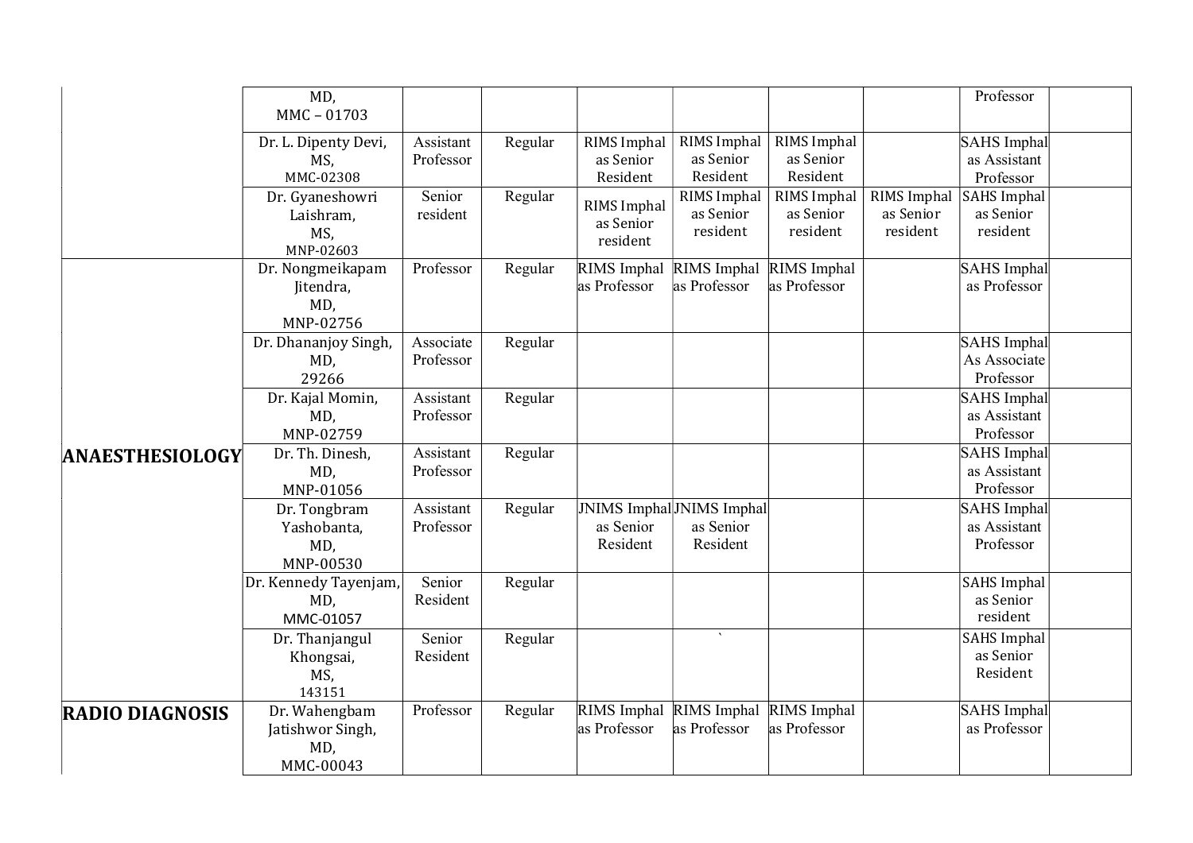| | | | | | | | | | |
|---|---|---|---|---|---|---|---|---|---|
| | MD, MMC – 01703 | | | | | | | Professor | |
| | Dr. L. Dipenty Devi, MS, MMC-02308 | Assistant Professor | Regular | RIMS Imphal as Senior Resident | RIMS Imphal as Senior Resident | RIMS Imphal as Senior Resident | | SAHS Imphal as Assistant Professor | |
| | Dr. Gyaneshowri Laishram, MS, MNP-02603 | Senior resident | Regular | RIMS Imphal as Senior resident | RIMS Imphal as Senior resident | RIMS Imphal as Senior resident | RIMS Imphal as Senior resident | SAHS Imphal as Senior resident | |
| **ANAESTHESIOLOGY** | Dr. Nongmeikapam Jitendra, MD, MNP-02756 | Professor | Regular | RIMS Imphal as Professor | RIMS Imphal as Professor | RIMS Imphal as Professor | | SAHS Imphal as Professor | |
| | Dr. Dhananjoy Singh, MD, 29266 | Associate Professor | Regular | | | | | SAHS Imphal As Associate Professor | |
| | Dr. Kajal Momin, MD, MNP-02759 | Assistant Professor | Regular | | | | | SAHS Imphal as Assistant Professor | |
| | Dr. Th. Dinesh, MD, MNP-01056 | Assistant Professor | Regular | | | | | SAHS Imphal as Assistant Professor | |
| | Dr. Tongbram Yashobanta, MD, MNP-00530 | Assistant Professor | Regular | JNIMS Imphal as Senior Resident | JNIMS Imphal as Senior Resident | | | SAHS Imphal as Assistant Professor | |
| | Dr. Kennedy Tayenjam, MD, MMC-01057 | Senior Resident | Regular | | | | | SAHS Imphal as Senior resident | |
| | Dr. Thanjangul Khongsai, MS, 143151 | Senior Resident | Regular | | ` | | | SAHS Imphal as Senior Resident | |
| **RADIO DIAGNOSIS** | Dr. Wahengbam Jatishwor Singh, MD, MMC-00043 | Professor | Regular | RIMS Imphal as Professor | RIMS Imphal as Professor | RIMS Imphal as Professor | | SAHS Imphal as Professor | |